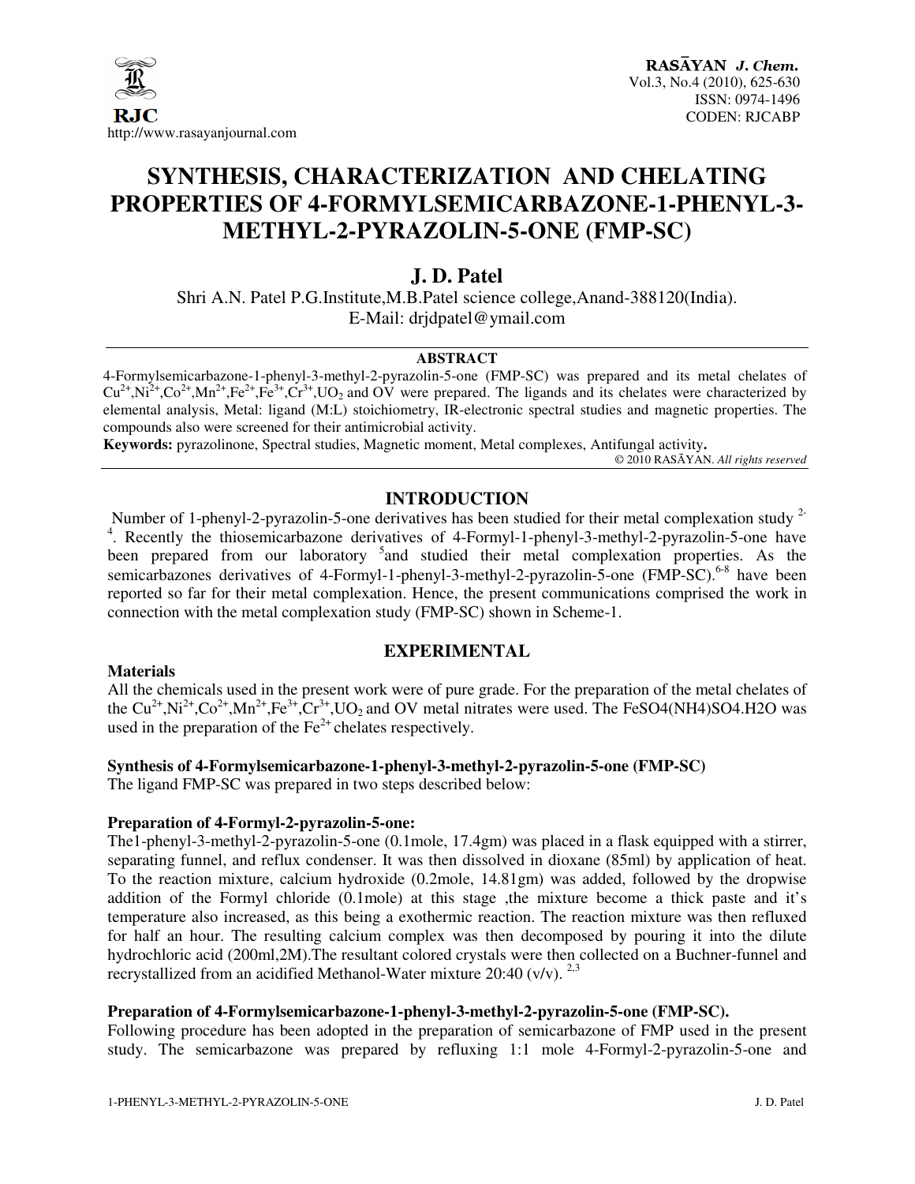# SYNTHESIS, CHARACTERIZATION AND CHELATING PROPERTIES OF 4-FORMYLSEMICARBAZONE-1-PHENYL-3-METHYL-2-PYRAZOLIN-5-ONE (FMP-SC)

## J. D. Patel

Shri A.N. Patel P.G.Institute,M.B.Patel science college,Anand-388120(India).
E-Mail: drjdpatel@ymail.com

### ABSTRACT

4-Formylsemicarbazone-1-phenyl-3-methyl-2-pyrazolin-5-one (FMP-SC) was prepared and its metal chelates of $Cu^{2+}$,$Ni^{2+}$,$Co^{2+}$,$Mn^{2+}$,$Fe^{2+}$,$Fe^{3+}$,$Cr^{3+}$,$UO_2$ and OV were prepared. The ligands and its chelates were characterized by elemental analysis, Metal: ligand (M:L) stoichiometry, IR-electronic spectral studies and magnetic properties. The compounds also were screened for their antimicrobial activity.

**Keywords:** pyrazolinone, Spectral studies, Magnetic moment, Metal complexes, Antifungal activity**.**

© 2010 RASĀYAN. *All rights reserved*

## INTRODUCTION

Number of 1-phenyl-2-pyrazolin-5-one derivatives has been studied for their metal complexation study [2-4]. Recently the thiosemicarbazone derivatives of 4-Formyl-1-phenyl-3-methyl-2-pyrazolin-5-one have been prepared from our laboratory [5]and studied their metal complexation properties. As the semicarbazones derivatives of 4-Formyl-1-phenyl-3-methyl-2-pyrazolin-5-one (FMP-SC).[6-8] have been reported so far for their metal complexation. Hence, the present communications comprised the work in connection with the metal complexation study (FMP-SC) shown in Scheme-1.

## EXPERIMENTAL

### Materials

All the chemicals used in the present work were of pure grade. For the preparation of the metal chelates of the $Cu^{2+}$,$Ni^{2+}$,$Co^{2+}$,$Mn^{2+}$,$Fe^{3+}$,$Cr^{3+}$,$UO_2$ and OV metal nitrates were used. The FeSO4(NH4)SO4.H2O was used in the preparation of the $Fe^{2+}$ chelates respectively.

### Synthesis of 4-Formylsemicarbazone-1-phenyl-3-methyl-2-pyrazolin-5-one (FMP-SC)

The ligand FMP-SC was prepared in two steps described below:

### Preparation of 4-Formyl-2-pyrazolin-5-one:

The1-phenyl-3-methyl-2-pyrazolin-5-one (0.1mole, 17.4gm) was placed in a flask equipped with a stirrer, separating funnel, and reflux condenser. It was then dissolved in dioxane (85ml) by application of heat. To the reaction mixture, calcium hydroxide (0.2mole, 14.81gm) was added, followed by the dropwise addition of the Formyl chloride (0.1mole) at this stage ,the mixture become a thick paste and it's temperature also increased, as this being a exothermic reaction. The reaction mixture was then refluxed for half an hour. The resulting calcium complex was then decomposed by pouring it into the dilute hydrochloric acid (200ml,2M).The resultant colored crystals were then collected on a Buchner-funnel and recrystallized from an acidified Methanol-Water mixture 20:40 (v/v). [2,3]

### Preparation of 4-Formylsemicarbazone-1-phenyl-3-methyl-2-pyrazolin-5-one (FMP-SC).

Following procedure has been adopted in the preparation of semicarbazone of FMP used in the present study. The semicarbazone was prepared by refluxing 1:1 mole 4-Formyl-2-pyrazolin-5-one and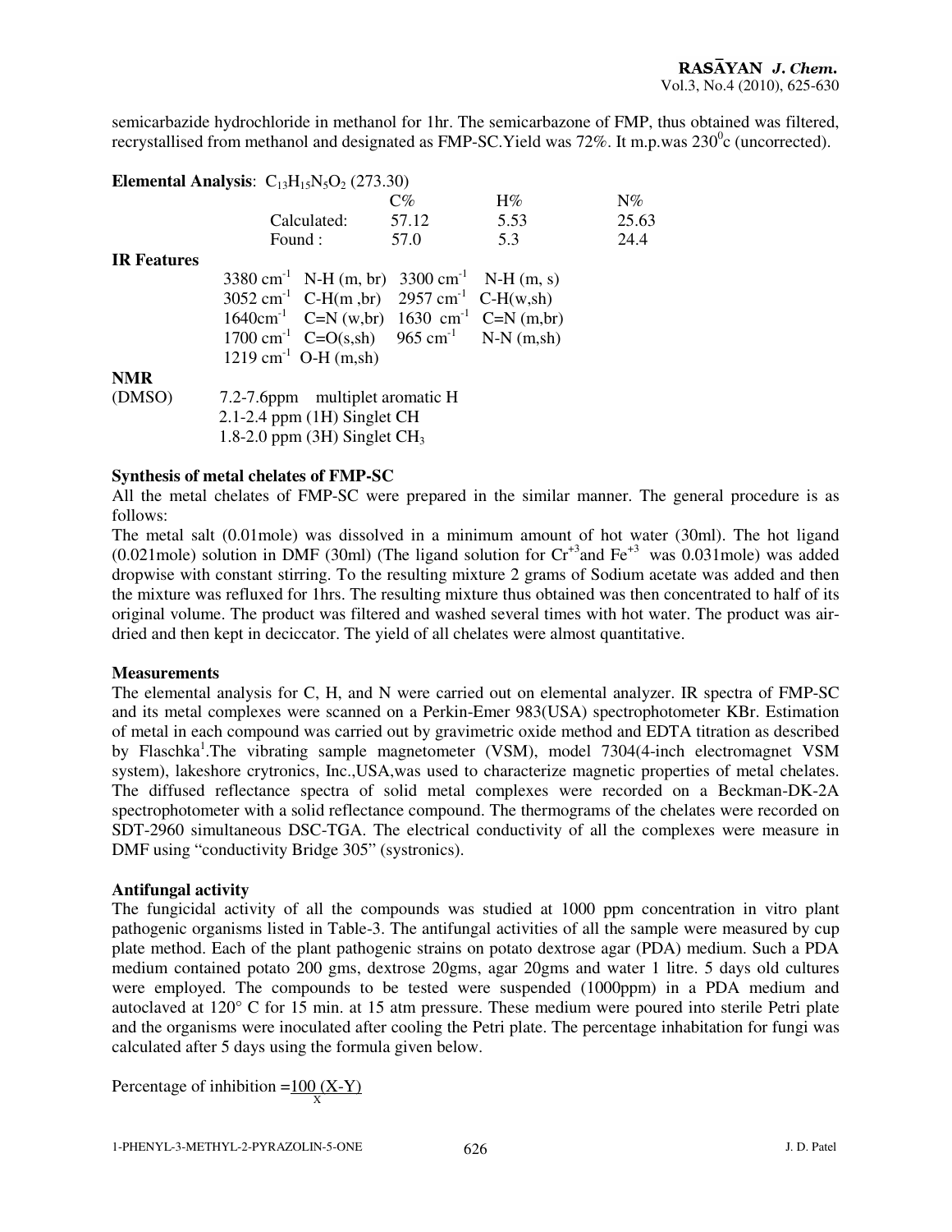semicarbazide hydrochloride in methanol for 1hr. The semicarbazone of FMP, thus obtained was filtered, recrystallised from methanol and designated as FMP-SC.Yield was 72%. It m.p.was 230$^0$c (uncorrected).

**Elemental Analysis**: $C_{13}H_{15}N_5O_2$ (273.30)

| | C% | H% | N% |
|---|---|---|---|
| Calculated: | 57.12 | 5.53 | 25.63 |
| Found : | 57.0 | 5.3 | 24.4 |

**IR Features**

3380 cm$^{-1}$ N-H (m, br) 3300 cm$^{-1}$ N-H (m, s)
3052 cm$^{-1}$ C-H(m ,br) 2957 cm$^{-1}$ C-H(w,sh)
1640cm$^{-1}$ C=N (w,br) 1630 cm$^{-1}$ C=N (m,br)
1700 cm$^{-1}$ C=O(s,sh) 965 cm$^{-1}$ N-N (m,sh)
1219 cm$^{-1}$ O-H (m,sh)

**NMR**

(DMSO) 7.2-7.6ppm multiplet aromatic H
2.1-2.4 ppm (1H) Singlet CH
1.8-2.0 ppm (3H) Singlet $CH_3$

**Synthesis of metal chelates of FMP-SC**

All the metal chelates of FMP-SC were prepared in the similar manner. The general procedure is as follows:

The metal salt (0.01mole) was dissolved in a minimum amount of hot water (30ml). The hot ligand (0.021mole) solution in DMF (30ml) (The ligand solution for $Cr^{+3}$and $Fe^{+3}$ was 0.031mole) was added dropwise with constant stirring. To the resulting mixture 2 grams of Sodium acetate was added and then the mixture was refluxed for 1hrs. The resulting mixture thus obtained was then concentrated to half of its original volume. The product was filtered and washed several times with hot water. The product was air-dried and then kept in deciccator. The yield of all chelates were almost quantitative.

**Measurements**

The elemental analysis for C, H, and N were carried out on elemental analyzer. IR spectra of FMP-SC and its metal complexes were scanned on a Perkin-Emer 983(USA) spectrophotometer KBr. Estimation of metal in each compound was carried out by gravimetric oxide method and EDTA titration as described by Flaschka[1].The vibrating sample magnetometer (VSM), model 7304(4-inch electromagnet VSM system), lakeshore crytronics, Inc.,USA,was used to characterize magnetic properties of metal chelates. The diffused reflectance spectra of solid metal complexes were recorded on a Beckman-DK-2A spectrophotometer with a solid reflectance compound. The thermograms of the chelates were recorded on SDT-2960 simultaneous DSC-TGA. The electrical conductivity of all the complexes were measure in DMF using "conductivity Bridge 305" (systronics).

**Antifungal activity**

The fungicidal activity of all the compounds was studied at 1000 ppm concentration in vitro plant pathogenic organisms listed in Table-3. The antifungal activities of all the sample were measured by cup plate method. Each of the plant pathogenic strains on potato dextrose agar (PDA) medium. Such a PDA medium contained potato 200 gms, dextrose 20gms, agar 20gms and water 1 litre. 5 days old cultures were employed. The compounds to be tested were suspended (1000ppm) in a PDA medium and autoclaved at 120° C for 15 min. at 15 atm pressure. These medium were poured into sterile Petri plate and the organisms were inoculated after cooling the Petri plate. The percentage inhabitation for fungi was calculated after 5 days using the formula given below.

$$\text{Percentage of inhibition} = \frac{100\,(X-Y)}{X}$$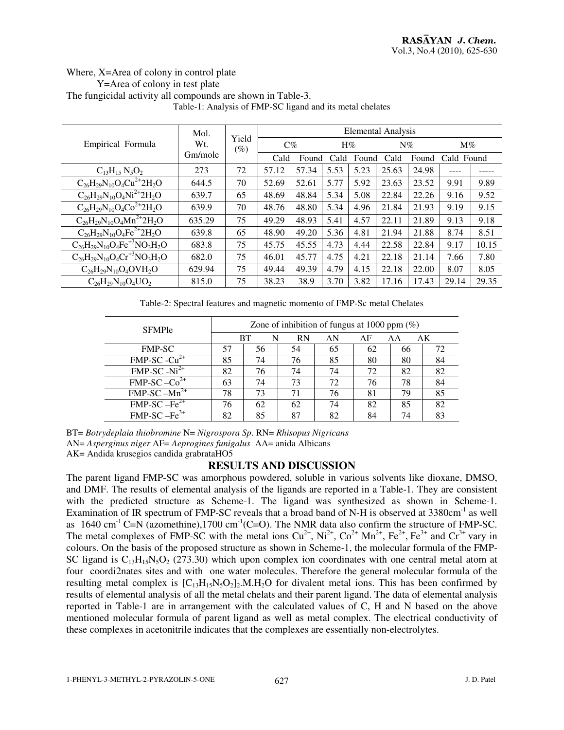Where, X=Area of colony in control plate

Y=Area of colony in test plate

The fungicidal activity all compounds are shown in Table-3.

Table-1: Analysis of FMP-SC ligand and its metal chelates

| Empirical Formula | Mol. Wt. Gm/mole | Yield (%) | Elemental Analysis | | | | | | | |
|---|---|---|---|---|---|---|---|---|---|---|
| | | | C% | | H% | | N% | | M% | |
| | | | Cald | Found | Cald | Found | Cald | Found | Cald | Found |
| $C_{13}H_{15}N_5O_2$ | 273 | 72 | 57.12 | 57.34 | 5.53 | 5.23 | 25.63 | 24.98 | ---- | ----- |
| $C_{26}H_{29}N_{10}O_4Cu^{2+}2H_2O$ | 644.5 | 70 | 52.69 | 52.61 | 5.77 | 5.92 | 23.63 | 23.52 | 9.91 | 9.89 |
| $C_{26}H_{29}N_{10}O_4Ni^{2+}2H_2O$ | 639.7 | 65 | 48.69 | 48.84 | 5.34 | 5.08 | 22.84 | 22.26 | 9.16 | 9.52 |
| $C_{26}H_{29}N_{10}O_4Co^{2+}2H_2O$ | 639.9 | 70 | 48.76 | 48.80 | 5.34 | 4.96 | 21.84 | 21.93 | 9.19 | 9.15 |
| $C_{26}H_{29}N_{10}O_4Mn^{2+}2H_2O$ | 635.29 | 75 | 49.29 | 48.93 | 5.41 | 4.57 | 22.11 | 21.89 | 9.13 | 9.18 |
| $C_{26}H_{29}N_{10}O_4Fe^{2+}2H_2O$ | 639.8 | 65 | 48.90 | 49.20 | 5.36 | 4.81 | 21.94 | 21.88 | 8.74 | 8.51 |
| $C_{26}H_{29}N_{10}O_4Fe^{+3}NO_3H_2O$ | 683.8 | 75 | 45.75 | 45.55 | 4.73 | 4.44 | 22.58 | 22.84 | 9.17 | 10.15 |
| $C_{26}H_{29}N_{10}O_4Cr^{+3}NO_3H_2O$ | 682.0 | 75 | 46.01 | 45.77 | 4.75 | 4.21 | 22.18 | 21.14 | 7.66 | 7.80 |
| $C_{26}H_{29}N_{10}O_4OVH_2O$ | 629.94 | 75 | 49.44 | 49.39 | 4.79 | 4.15 | 22.18 | 22.00 | 8.07 | 8.05 |
| $C_{26}H_{29}N_{10}O_4UO_2$ | 815.0 | 75 | 38.23 | 38.9 | 3.70 | 3.82 | 17.16 | 17.43 | 29.14 | 29.35 |

Table-2: Spectral features and magnetic momento of FMP-Sc metal Chelates

| SFMPle | Zone of inhibition of fungus at 1000 ppm (%) | | | | | | |
|---|---|---|---|---|---|---|---|
| | BT | N | RN | AN | AF | AA | AK |
| FMP-SC | 57 | 56 | 54 | 65 | 62 | 66 | 72 |
| FMP-SC -$Cu^{2+}$ | 85 | 74 | 76 | 85 | 80 | 80 | 84 |
| FMP-SC -$Ni^{2+}$ | 82 | 76 | 74 | 74 | 72 | 82 | 82 |
| FMP-SC –$Co^{2+}$ | 63 | 74 | 73 | 72 | 76 | 78 | 84 |
| FMP-SC –$Mn^{2+}$ | 78 | 73 | 71 | 76 | 81 | 79 | 85 |
| FMP-SC –$Fe^{2+}$ | 76 | 62 | 62 | 74 | 82 | 85 | 82 |
| FMP-SC –$Fe^{3+}$ | 82 | 85 | 87 | 82 | 84 | 74 | 83 |

BT= *Botrydeplaia thiobromine* N= *Nigrospora Sp*. RN= *Rhisopus Nigricans*

AN= *Asperginus niger* AF= *Aeprogines funigalus* AA= anida Albicans

AK= Andida krusegios candida grabrataHO5

## RESULTS AND DISCUSSION

The parent ligand FMP-SC was amorphous powdered, soluble in various solvents like dioxane, DMSO, and DMF. The results of elemental analysis of the ligands are reported in a Table-1. They are consistent with the predicted structure as Scheme-1. The ligand was synthesized as shown in Scheme-1. Examination of IR spectrum of FMP-SC reveals that a broad band of N-H is observed at 3380cm$^{-1}$ as well as 1640 cm$^{-1}$ C=N (azomethine),1700 cm$^{-1}$(C=O). The NMR data also confirm the structure of FMP-SC. The metal complexes of FMP-SC with the metal ions $Cu^{2+}$, $Ni^{2+}$, $Co^{2+}$ $Mn^{2+}$, $Fe^{2+}$, $Fe^{3+}$ and $Cr^{3+}$ vary in colours. On the basis of the proposed structure as shown in Scheme-1, the molecular formula of the FMP-SC ligand is $C_{13}H_{15}N_5O_2$ (273.30) which upon complex ion coordinates with one central metal atom at four coordi2nates sites and with one water molecules. Therefore the general molecular formula of the resulting metal complex is $[C_{13}H_{15}N_5O_2]_2.M.H_2O$ for divalent metal ions. This has been confirmed by results of elemental analysis of all the metal chelats and their parent ligand. The data of elemental analysis reported in Table-1 are in arrangement with the calculated values of C, H and N based on the above mentioned molecular formula of parent ligand as well as metal complex. The electrical conductivity of these complexes in acetonitrile indicates that the complexes are essentially non-electrolytes.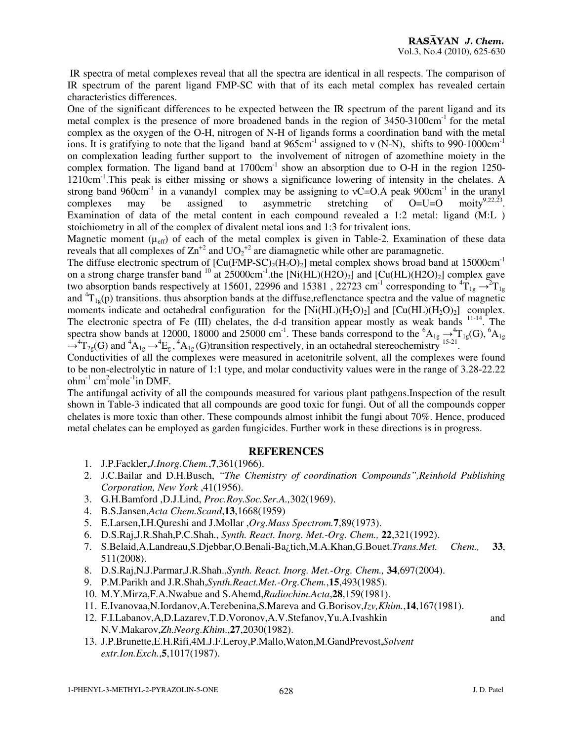IR spectra of metal complexes reveal that all the spectra are identical in all respects. The comparison of IR spectrum of the parent ligand FMP-SC with that of its each metal complex has revealed certain characteristics differences.

One of the significant differences to be expected between the IR spectrum of the parent ligand and its metal complex is the presence of more broadened bands in the region of 3450-3100cm$^{-1}$ for the metal complex as the oxygen of the O-H, nitrogen of N-H of ligands forms a coordination band with the metal ions. It is gratifying to note that the ligand band at 965cm$^{-1}$ assigned to ν (N-N), shifts to 990-1000cm$^{-1}$ on complexation leading further support to the involvement of nitrogen of azomethine moiety in the complex formation. The ligand band at 1700cm$^{-1}$ show an absorption due to O-H in the region 1250-1210cm$^{-1}$.This peak is either missing or shows a significance lowering of intensity in the chelates. A strong band 960cm$^{-1}$ in a vanandyl complex may be assigning to νC=O.A peak 900cm$^{-1}$ in the uranyl complexes may be assigned to asymmetric stretching of O=U=O moity[9,22,23]. Examination of data of the metal content in each compound revealed a 1:2 metal: ligand (M:L ) stoichiometry in all of the complex of divalent metal ions and 1:3 for trivalent ions.

Magnetic moment ($\mu_{eff}$) of each of the metal complex is given in Table-2. Examination of these data reveals that all complexes of $Zn^{+2}$ and $UO_2^{+2}$ are diamagnetic while other are paramagnetic.

The diffuse electronic spectrum of $[Cu(FMP\text{-}SC)_2(H_2O)_2]$ metal complex shows broad band at 15000cm$^{-1}$ on a strong charge transfer band [10] at 25000cm$^{-1}$.the $[Ni(HL)(H2O)_2]$ and $[Cu(HL)(H2O)_2]$ complex gave two absorption bands respectively at 15601, 22996 and 15381 , 22723 cm$^{-1}$ corresponding to $^4T_{1g} \rightarrow ^2T_{1g}$ and $^4T_{1g}(p)$ transitions. thus absorption bands at the diffuse,reflenctance spectra and the value of magnetic moments indicate and octahedral configuration for the $[Ni(HL)(H_2O)_2]$ and $[Cu(HL)(H_2O)_2]$ complex. The electronic spectra of Fe (III) chelates, the d-d transition appear mostly as weak bands [11-14]. The spectra show bands at 12000, 18000 and 25000 cm$^{-1}$. These bands correspond to the $^6A_{1g} \rightarrow ^4T_{1g}(G)$, $^6A_{1g} \rightarrow ^4T_{2g}(G)$ and $^4A_{1g} \rightarrow ^4E_g$ , $^4A_{1g}$ (G)transition respectively, in an octahedral stereochemistry [15-21].

Conductivities of all the complexes were measured in acetonitrile solvent, all the complexes were found to be non-electrolytic in nature of 1:1 type, and molar conductivity values were in the range of 3.28-22.22 ohm$^{-1}$ cm$^2$mole$^{-1}$in DMF.

The antifungal activity of all the compounds measured for various plant pathgens.Inspection of the result shown in Table-3 indicated that all compounds are good toxic for fungi. Out of all the compounds copper chelates is more toxic than other. These compounds almost inhibit the fungi about 70%. Hence, produced metal chelates can be employed as garden fungicides. Further work in these directions is in progress.

## REFERENCES

1. J.P.Fackler,*J.Inorg.Chem.*,**7**,361(1966).
2. J.C.Bailar and D.H.Busch, *"The Chemistry of coordination Compounds",Reinhold Publishing Corporation, New York* ,41(1956).
3. G.H.Bamford ,D.J.Lind, *Proc.Roy.Soc.Ser.A.,*302(1969).
4. B.S.Jansen,*Acta Chem.Scand*,**13**,1668(1959)
5. E.Larsen,I.H.Qureshi and J.Mollar ,*Org.Mass Spectrom.***7**,89(1973).
6. D.S.Raj,J.R.Shah,P.C.Shah., *Synth. React. Inorg. Met.-Org. Chem.,* **22**,321(1992).
7. S.Belaid,A.Landreau,S.Djebbar,O.Benali-Ba¿tich,M.A.Khan,G.Bouet.*Trans.Met. Chem.,* **33**, 511(2008).
8. D.S.Raj,N.J.Parmar,J.R.Shah.,*Synth. React. Inorg. Met.-Org. Chem.,* **34**,697(2004).
9. P.M.Parikh and J.R.Shah,*Synth.React.Met.-Org.Chem.*,**15**,493(1985).
10. M.Y.Mirza,F.A.Nwabue and S.Ahemd,*Radiochim.Acta*,**28**,159(1981).
11. E.Ivanovaa,N.Iordanov,A.Terebenina,S.Mareva and G.Borisov,*Izv,Khim.*,**14**,167(1981).
12. F.I.Labanov,A,D.Lazarev,T.D.Voronov,A.V.Stefanov,Yu.A.Ivashkin and N.V.Makarov,*Zh.Neorg.Khim*.,**27**,2030(1982).
13. J.P.Brunette,E.H.Rifi,4M.J.F.Leroy,P.Mallo,Waton,M.GandPrevost,*Solvent extr.Ion.Exch.*,**5**,1017(1987).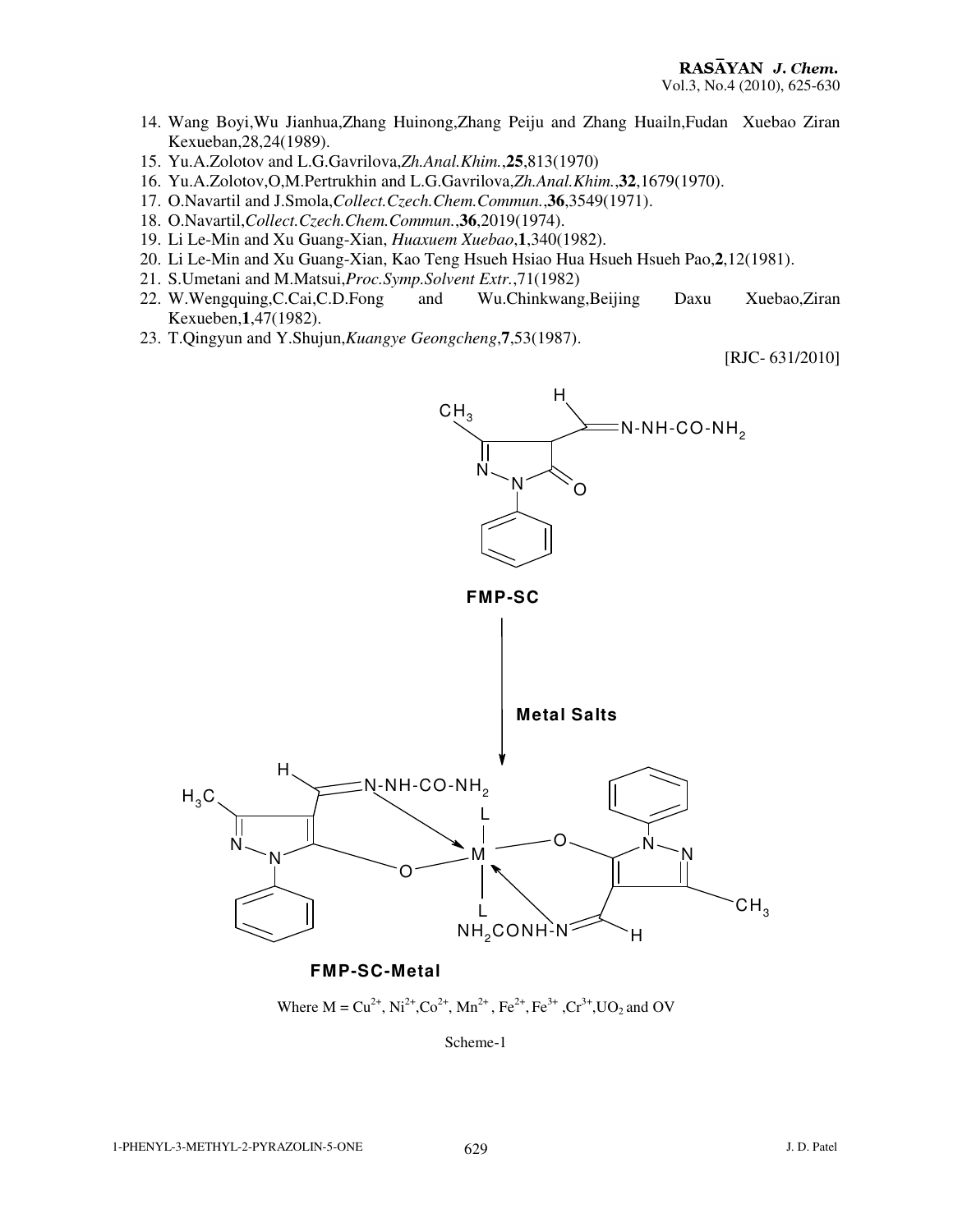14. Wang Boyi,Wu Jianhua,Zhang Huinong,Zhang Peiju and Zhang Huailn,Fudan Xuebao Ziran Kexueban,28,24(1989).
15. Yu.A.Zolotov and L.G.Gavrilova,*Zh.Anal.Khim.*,**25**,813(1970)
16. Yu.A.Zolotov,O,M.Pertrukhin and L.G.Gavrilova,*Zh.Anal.Khim.*,**32**,1679(1970).
17. O.Navartil and J.Smola,*Collect.Czech.Chem.Commun.*,**36**,3549(1971).
18. O.Navartil,*Collect.Czech.Chem.Commun.*,**36**,2019(1974).
19. Li Le-Min and Xu Guang-Xian, *Huaxuem Xuebao*,**1**,340(1982).
20. Li Le-Min and Xu Guang-Xian, Kao Teng Hsueh Hsiao Hua Hsueh Hsueh Pao,**2**,12(1981).
21. S.Umetani and M.Matsui,*Proc.Symp.Solvent Extr.*,71(1982)
22. W.Wengquing,C.Cai,C.D.Fong and Wu.Chinkwang,Beijing Daxu Xuebao,Ziran Kexueben,**1**,47(1982).
23. T.Qingyun and Y.Shujun,*Kuangye Geongcheng*,**7**,53(1987).

[RJC- 631/2010]

**FMP-SC**

**Metal Salts**

**FMP-SC-Metal**

Where M = $Cu^{2+}$, $Ni^{2+}$, $Co^{2+}$, $Mn^{2+}$, $Fe^{2+}$, $Fe^{3+}$, $Cr^{3+}$, $UO_2$ and OV

Scheme-1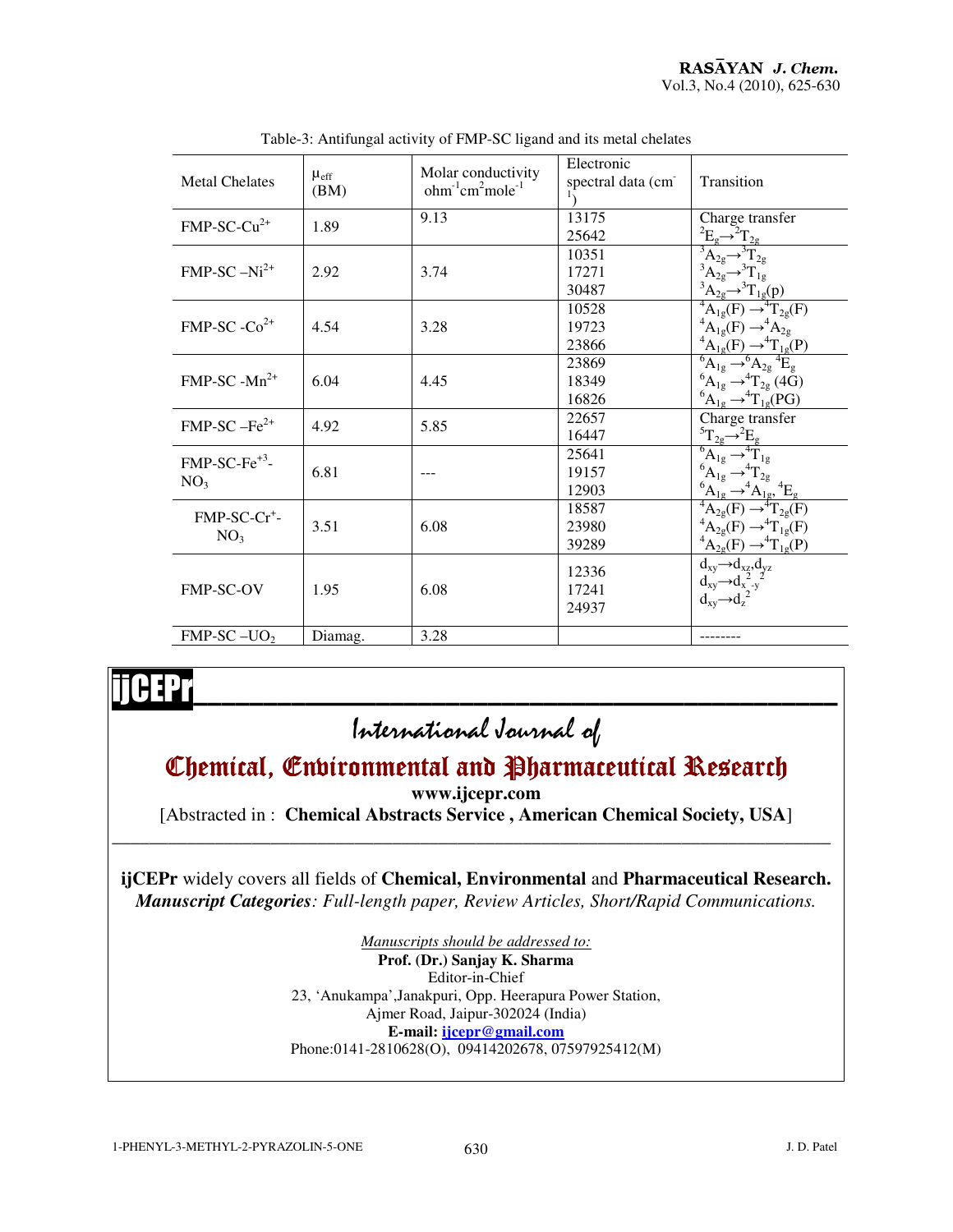Table-3: Antifungal activity of FMP-SC ligand and its metal chelates

| Metal Chelates | $\mu_{eff}$ (BM) | Molar conductivity $ohm^{-1}cm^{2}mole^{-1}$ | Electronic spectral data ($cm^{-1}$) | Transition |
|---|---|---|---|---|
| FMP-SC-$Cu^{2+}$ | 1.89 | 9.13 | 13175<br>25642 | Charge transfer<br>${}^{2}E_{g} \rightarrow {}^{2}T_{2g}$ |
| FMP-SC –$Ni^{2+}$ | 2.92 | 3.74 | 10351<br>17271<br>30487 | ${}^{3}A_{2g} \rightarrow {}^{3}T_{2g}$<br>${}^{3}A_{2g} \rightarrow {}^{3}T_{1g}$<br>${}^{3}A_{2g} \rightarrow {}^{3}T_{1g}(p)$ |
| FMP-SC -$Co^{2+}$ | 4.54 | 3.28 | 10528<br>19723<br>23866 | ${}^{4}A_{1g}(F) \rightarrow {}^{4}T_{2g}(F)$<br>${}^{4}A_{1g}(F) \rightarrow {}^{4}A_{2g}$<br>${}^{4}A_{1g}(F) \rightarrow {}^{4}T_{1g}(P)$ |
| FMP-SC -$Mn^{2+}$ | 6.04 | 4.45 | 23869<br>18349<br>16826 | ${}^{6}A_{1g} \rightarrow {}^{6}A_{2g}\ {}^{4}E_{g}$<br>${}^{6}A_{1g} \rightarrow {}^{4}T_{2g}$ (4G)<br>${}^{6}A_{1g} \rightarrow {}^{4}T_{1g}$(PG) |
| FMP-SC –$Fe^{2+}$ | 4.92 | 5.85 | 22657<br>16447 | Charge transfer<br>${}^{5}T_{2g} \rightarrow {}^{2}E_{g}$ |
| FMP-SC-$Fe^{+3}$-$NO_3$ | 6.81 | --- | 25641<br>19157<br>12903 | ${}^{6}A_{1g} \rightarrow {}^{4}T_{1g}$<br>${}^{6}A_{1g} \rightarrow {}^{4}T_{2g}$<br>${}^{6}A_{1g} \rightarrow {}^{4}A_{1g}, {}^{4}E_{g}$ |
| FMP-SC-$Cr^{+}$-$NO_3$ | 3.51 | 6.08 | 18587<br>23980<br>39289 | ${}^{4}A_{2g}(F) \rightarrow {}^{4}T_{2g}(F)$<br>${}^{4}A_{2g}(F) \rightarrow {}^{4}T_{1g}(F)$<br>${}^{4}A_{2g}(F) \rightarrow {}^{4}T_{1g}(P)$ |
| FMP-SC-OV | 1.95 | 6.08 | 12336<br>17241<br>24937 | $d_{xy} \rightarrow d_{xz}, d_{yz}$<br>$d_{xy} \rightarrow d_{x^2-y^2}$<br>$d_{xy} \rightarrow d_{z^2}$ |
| FMP-SC –$UO_2$ | Diamag. | 3.28 | | -------- |

**ijCEPr**

*International Journal of*

# Chemical, Environmental and Pharmaceutical Research

**www.ijcepr.com**

[Abstracted in : **Chemical Abstracts Service , American Chemical Society, USA**]

**ijCEPr** widely covers all fields of **Chemical, Environmental** and **Pharmaceutical Research.**
***Manuscript Categories****: Full-length paper, Review Articles, Short/Rapid Communications.*

*Manuscripts should be addressed to:*
**Prof. (Dr.) Sanjay K. Sharma**
Editor-in-Chief
23, 'Anukampa',Janakpuri, Opp. Heerapura Power Station,
Ajmer Road, Jaipur-302024 (India)
**E-mail: ijcepr@gmail.com**
Phone:0141-2810628(O), 09414202678, 07597925412(M)